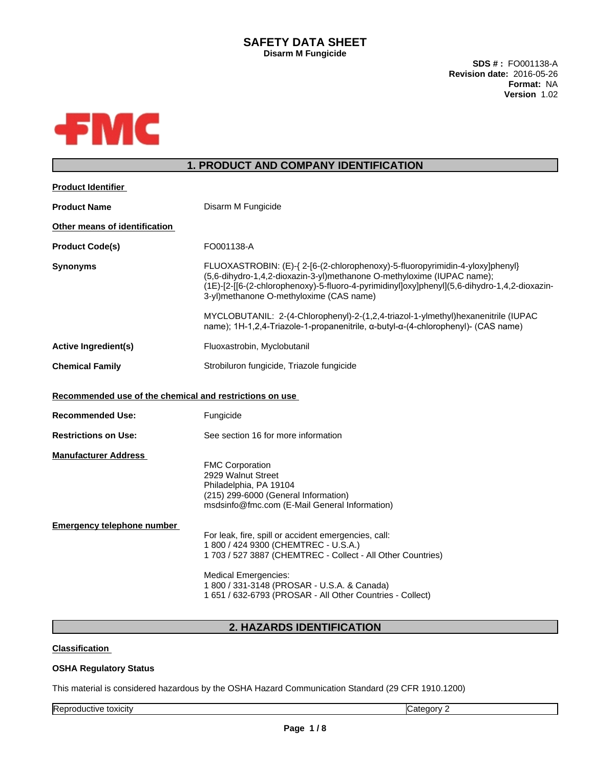# SAFETY DATA SHEET

**Disarm M Fungicide**

**SDS # :** FO001138-A
**Revision date:** 2016-05-26
**Format:** NA
**Version** 1.02

FMC

## 1. PRODUCT AND COMPANY IDENTIFICATION

**Product Identifier**

**Product Name** Disarm M Fungicide

**Other means of identification**

**Product Code(s)** FO001138-A

**Synonyms** FLUOXASTROBIN: (E)-{ 2-[6-(2-chlorophenoxy)-5-fluoropyrimidin-4-yloxy]phenyl}(5,6-dihydro-1,4,2-dioxazin-3-yl)methanone O-methyloxime (IUPAC name); (1E)-[2-[[6-(2-chlorophenoxy)-5-fluoro-4-pyrimidinyl]oxy]phenyl](5,6-dihydro-1,4,2-dioxazin-3-yl)methanone O-methyloxime (CAS name)

MYCLOBUTANIL: 2-(4-Chlorophenyl)-2-(1,2,4-triazol-1-ylmethyl)hexanenitrile (IUPAC name); 1H-1,2,4-Triazole-1-propanenitrile, α-butyl-α-(4-chlorophenyl)- (CAS name)

**Active Ingredient(s)** Fluoxastrobin, Myclobutanil

**Chemical Family** Strobiluron fungicide, Triazole fungicide

**Recommended use of the chemical and restrictions on use**

**Recommended Use:** Fungicide

**Restrictions on Use:** See section 16 for more information

**Manufacturer Address**

FMC Corporation
2929 Walnut Street
Philadelphia, PA 19104
(215) 299-6000 (General Information)
msdsinfo@fmc.com (E-Mail General Information)

**Emergency telephone number**

For leak, fire, spill or accident emergencies, call:
1 800 / 424 9300 (CHEMTREC - U.S.A.)
1 703 / 527 3887 (CHEMTREC - Collect - All Other Countries)

Medical Emergencies:
1 800 / 331-3148 (PROSAR - U.S.A. & Canada)
1 651 / 632-6793 (PROSAR - All Other Countries - Collect)

## 2. HAZARDS IDENTIFICATION

**Classification**

**OSHA Regulatory Status**

This material is considered hazardous by the OSHA Hazard Communication Standard (29 CFR 1910.1200)

| Reproductive toxicity | Category 2 |
|---|---|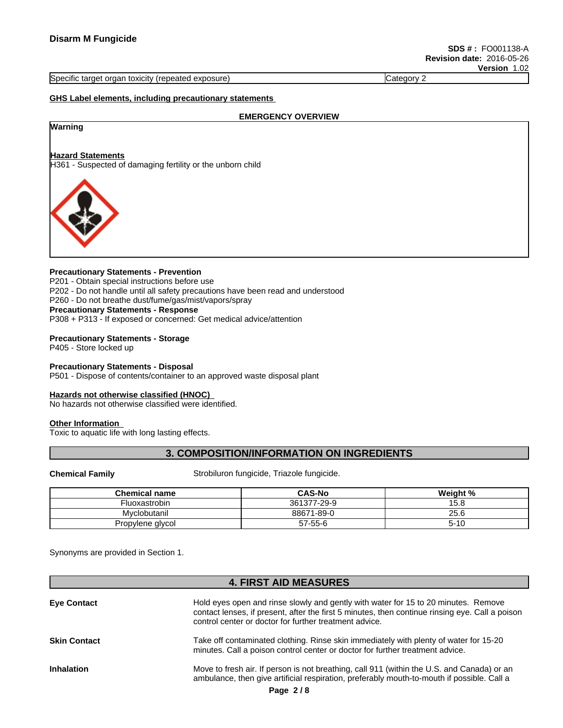| Specific target organ toxicity (repeated exposure) | Category 2 |
|---|---|

**GHS Label elements, including precautionary statements**

**EMERGENCY OVERVIEW**

**Warning**

**Hazard Statements**

H361 - Suspected of damaging fertility or the unborn child

**Precautionary Statements - Prevention**

P201 - Obtain special instructions before use
P202 - Do not handle until all safety precautions have been read and understood
P260 - Do not breathe dust/fume/gas/mist/vapors/spray

**Precautionary Statements - Response**

P308 + P313 - If exposed or concerned: Get medical advice/attention

**Precautionary Statements - Storage**

P405 - Store locked up

**Precautionary Statements - Disposal**

P501 - Dispose of contents/container to an approved waste disposal plant

**Hazards not otherwise classified (HNOC)**

No hazards not otherwise classified were identified.

**Other Information**

Toxic to aquatic life with long lasting effects.

## 3. COMPOSITION/INFORMATION ON INGREDIENTS

**Chemical Family** Strobiluron fungicide, Triazole fungicide.

| Chemical name | CAS-No | Weight % |
|---|---|---|
| Fluoxastrobin | 361377-29-9 | 15.8 |
| Myclobutanil | 88671-89-0 | 25.6 |
| Propylene glycol | 57-55-6 | 5-10 |

Synonyms are provided in Section 1.

## 4. FIRST AID MEASURES

**Eye Contact** Hold eyes open and rinse slowly and gently with water for 15 to 20 minutes. Remove contact lenses, if present, after the first 5 minutes, then continue rinsing eye. Call a poison control center or doctor for further treatment advice.

**Skin Contact** Take off contaminated clothing. Rinse skin immediately with plenty of water for 15-20 minutes. Call a poison control center or doctor for further treatment advice.

**Inhalation** Move to fresh air. If person is not breathing, call 911 (within the U.S. and Canada) or an ambulance, then give artificial respiration, preferably mouth-to-mouth if possible. Call a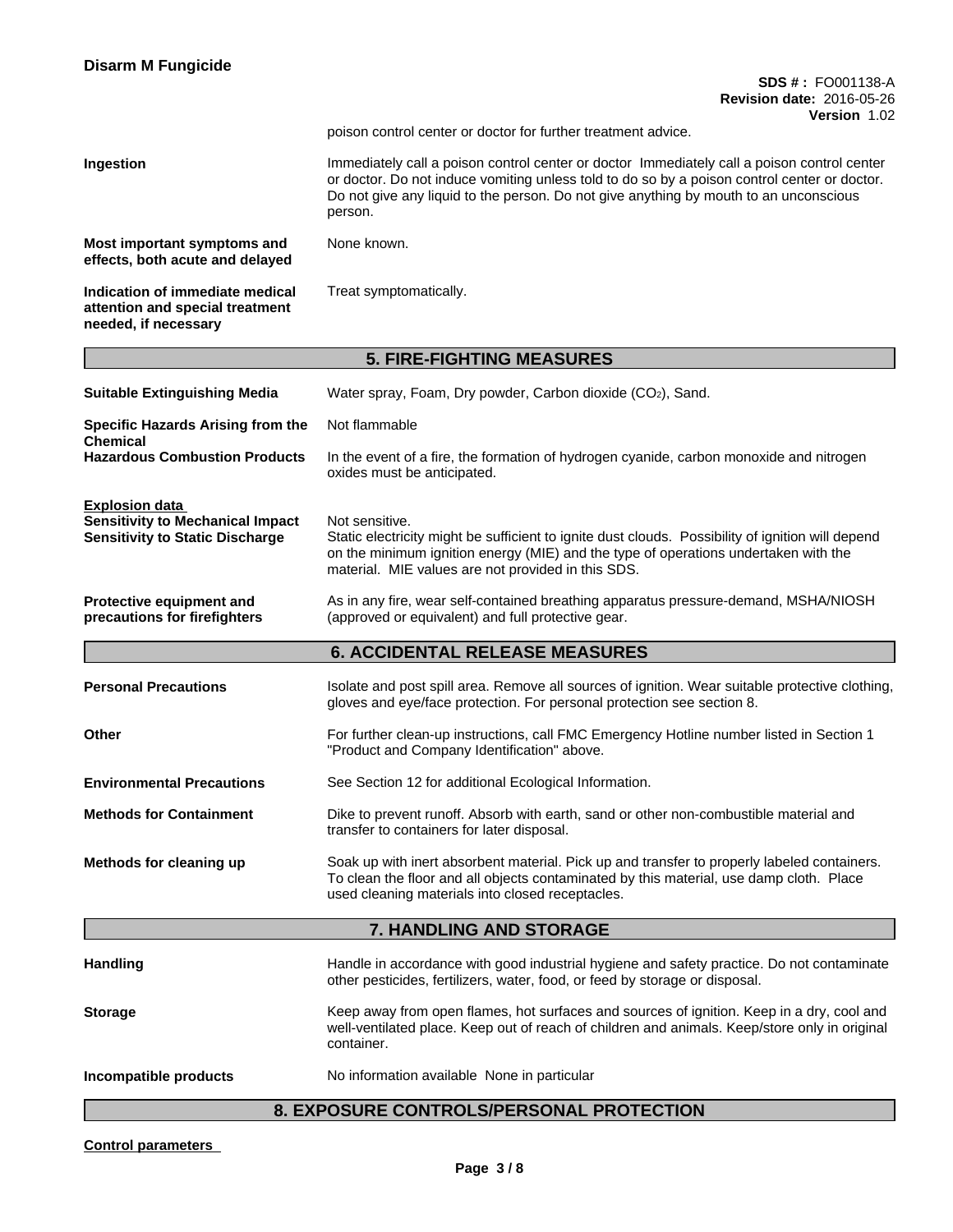poison control center or doctor for further treatment advice.

| | |
|---|---|
| **Ingestion** | Immediately call a poison control center or doctor Immediately call a poison control center or doctor. Do not induce vomiting unless told to do so by a poison control center or doctor. Do not give any liquid to the person. Do not give anything by mouth to an unconscious person. |
| **Most important symptoms and effects, both acute and delayed** | None known. |
| **Indication of immediate medical attention and special treatment needed, if necessary** | Treat symptomatically. |

## 5. FIRE-FIGHTING MEASURES

| | |
|---|---|
| **Suitable Extinguishing Media** | Water spray, Foam, Dry powder, Carbon dioxide ($CO_2$), Sand. |
| **Specific Hazards Arising from the Chemical** | Not flammable |
| **Hazardous Combustion Products** | In the event of a fire, the formation of hydrogen cyanide, carbon monoxide and nitrogen oxides must be anticipated. |

**Explosion data**

| | |
|---|---|
| **Sensitivity to Mechanical Impact** | Not sensitive. |
| **Sensitivity to Static Discharge** | Static electricity might be sufficient to ignite dust clouds. Possibility of ignition will depend on the minimum ignition energy (MIE) and the type of operations undertaken with the material. MIE values are not provided in this SDS. |
| **Protective equipment and precautions for firefighters** | As in any fire, wear self-contained breathing apparatus pressure-demand, MSHA/NIOSH (approved or equivalent) and full protective gear. |

## 6. ACCIDENTAL RELEASE MEASURES

| | |
|---|---|
| **Personal Precautions** | Isolate and post spill area. Remove all sources of ignition. Wear suitable protective clothing, gloves and eye/face protection. For personal protection see section 8. |
| **Other** | For further clean-up instructions, call FMC Emergency Hotline number listed in Section 1 "Product and Company Identification" above. |
| **Environmental Precautions** | See Section 12 for additional Ecological Information. |
| **Methods for Containment** | Dike to prevent runoff. Absorb with earth, sand or other non-combustible material and transfer to containers for later disposal. |
| **Methods for cleaning up** | Soak up with inert absorbent material. Pick up and transfer to properly labeled containers. To clean the floor and all objects contaminated by this material, use damp cloth. Place used cleaning materials into closed receptacles. |

## 7. HANDLING AND STORAGE

| | |
|---|---|
| **Handling** | Handle in accordance with good industrial hygiene and safety practice. Do not contaminate other pesticides, fertilizers, water, food, or feed by storage or disposal. |
| **Storage** | Keep away from open flames, hot surfaces and sources of ignition. Keep in a dry, cool and well-ventilated place. Keep out of reach of children and animals. Keep/store only in original container. |
| **Incompatible products** | No information available None in particular |

## 8. EXPOSURE CONTROLS/PERSONAL PROTECTION

**Control parameters**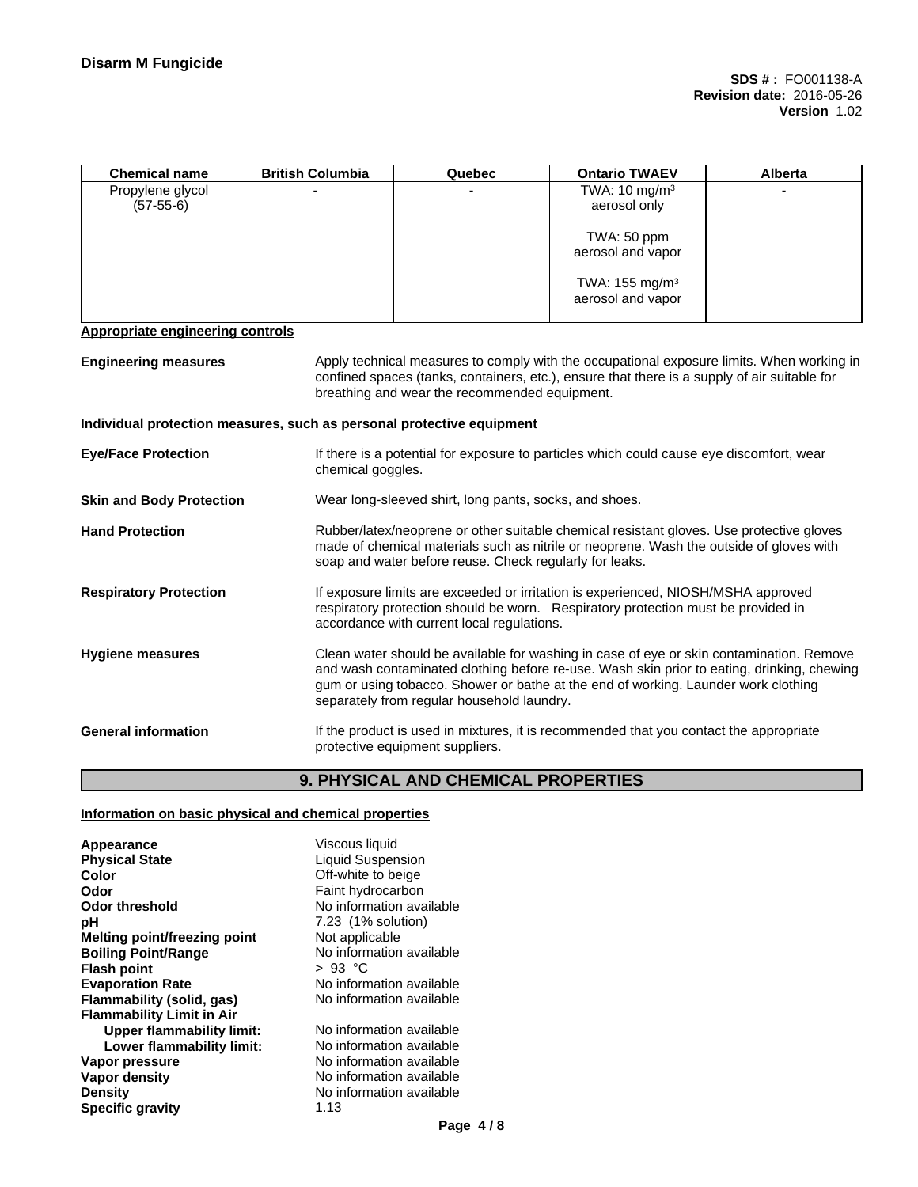| Chemical name | British Columbia | Quebec | Ontario TWAEV | Alberta |
|---|---|---|---|---|
| Propylene glycol (57-55-6) | - | - | TWA: 10 mg/m³ aerosol only<br><br>TWA: 50 ppm aerosol and vapor<br><br>TWA: 155 mg/m³ aerosol and vapor | - |

**Appropriate engineering controls**

**Engineering measures**
Apply technical measures to comply with the occupational exposure limits. When working in confined spaces (tanks, containers, etc.), ensure that there is a supply of air suitable for breathing and wear the recommended equipment.

**Individual protection measures, such as personal protective equipment**

**Eye/Face Protection**
If there is a potential for exposure to particles which could cause eye discomfort, wear chemical goggles.

**Skin and Body Protection**
Wear long-sleeved shirt, long pants, socks, and shoes.

**Hand Protection**
Rubber/latex/neoprene or other suitable chemical resistant gloves. Use protective gloves made of chemical materials such as nitrile or neoprene. Wash the outside of gloves with soap and water before reuse. Check regularly for leaks.

**Respiratory Protection**
If exposure limits are exceeded or irritation is experienced, NIOSH/MSHA approved respiratory protection should be worn. Respiratory protection must be provided in accordance with current local regulations.

**Hygiene measures**
Clean water should be available for washing in case of eye or skin contamination. Remove and wash contaminated clothing before re-use. Wash skin prior to eating, drinking, chewing gum or using tobacco. Shower or bathe at the end of working. Launder work clothing separately from regular household laundry.

**General information**
If the product is used in mixtures, it is recommended that you contact the appropriate protective equipment suppliers.

## 9. PHYSICAL AND CHEMICAL PROPERTIES

**Information on basic physical and chemical properties**

| | |
|---|---|
| **Appearance** | Viscous liquid |
| **Physical State** | Liquid Suspension |
| **Color** | Off-white to beige |
| **Odor** | Faint hydrocarbon |
| **Odor threshold** | No information available |
| **pH** | 7.23 (1% solution) |
| **Melting point/freezing point** | Not applicable |
| **Boiling Point/Range** | No information available |
| **Flash point** | > 93 °C |
| **Evaporation Rate** | No information available |
| **Flammability (solid, gas)** | No information available |
| **Flammability Limit in Air** | |
| **Upper flammability limit:** | No information available |
| **Lower flammability limit:** | No information available |
| **Vapor pressure** | No information available |
| **Vapor density** | No information available |
| **Density** | No information available |
| **Specific gravity** | 1.13 |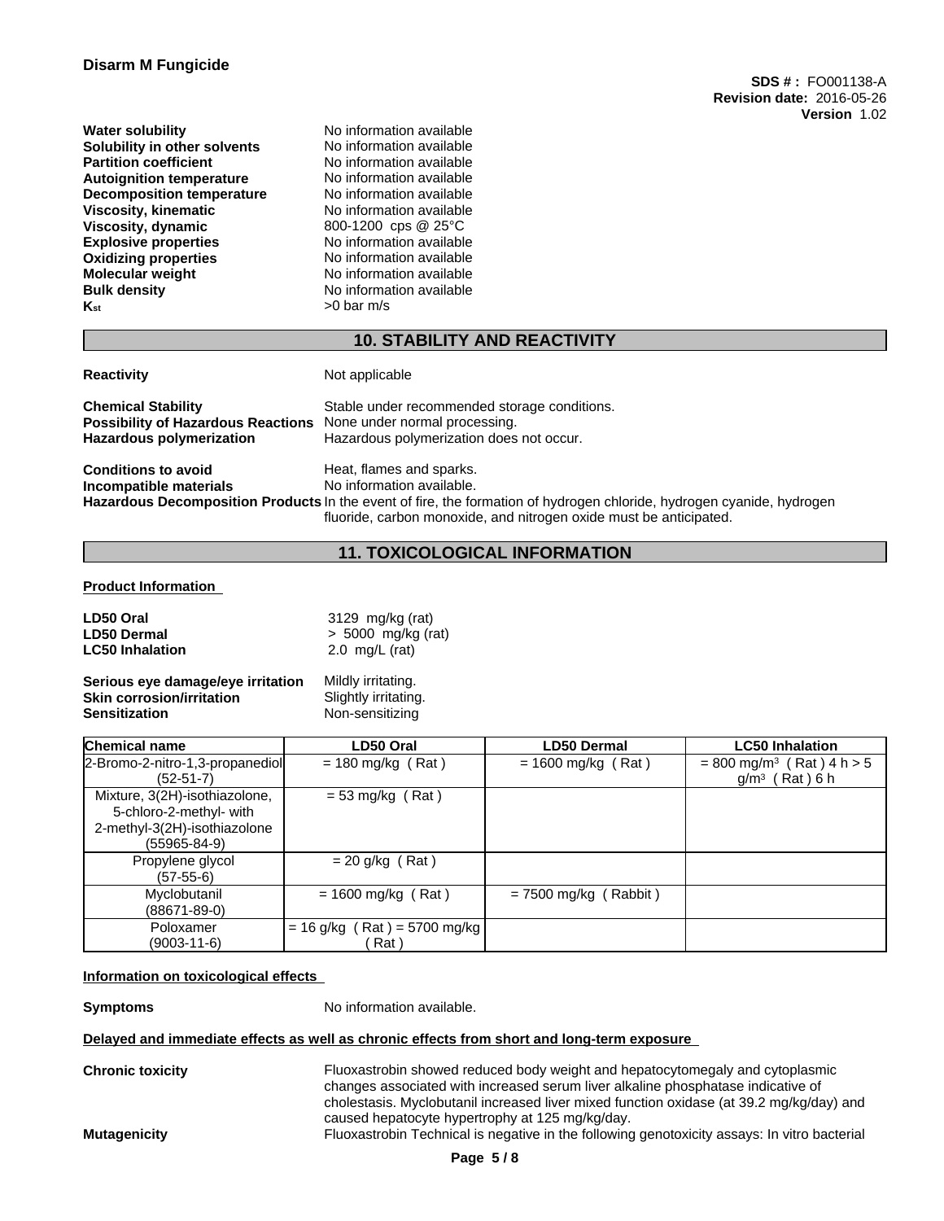| | |
|---|---|
| **Water solubility** | No information available |
| **Solubility in other solvents** | No information available |
| **Partition coefficient** | No information available |
| **Autoignition temperature** | No information available |
| **Decomposition temperature** | No information available |
| **Viscosity, kinematic** | No information available |
| **Viscosity, dynamic** | 800-1200 cps @ 25°C |
| **Explosive properties** | No information available |
| **Oxidizing properties** | No information available |
| **Molecular weight** | No information available |
| **Bulk density** | No information available |
| **$K_{st}$** | >0 bar m/s |

## 10. STABILITY AND REACTIVITY

**Reactivity** Not applicable

**Chemical Stability** Stable under recommended storage conditions.
**Possibility of Hazardous Reactions** None under normal processing.
**Hazardous polymerization** Hazardous polymerization does not occur.

**Conditions to avoid** Heat, flames and sparks.
**Incompatible materials** No information available.
**Hazardous Decomposition Products** In the event of fire, the formation of hydrogen chloride, hydrogen cyanide, hydrogen fluoride, carbon monoxide, and nitrogen oxide must be anticipated.

## 11. TOXICOLOGICAL INFORMATION

**Product Information**

**LD50 Oral** 3129 mg/kg (rat)
**LD50 Dermal** > 5000 mg/kg (rat)
**LC50 Inhalation** 2.0 mg/L (rat)

**Serious eye damage/eye irritation** Mildly irritating.
**Skin corrosion/irritation** Slightly irritating.
**Sensitization** Non-sensitizing

| Chemical name | LD50 Oral | LD50 Dermal | LC50 Inhalation |
|---|---|---|---|
| 2-Bromo-2-nitro-1,3-propanediol (52-51-7) | = 180 mg/kg ( Rat ) | = 1600 mg/kg ( Rat ) | = 800 mg/m³ ( Rat ) 4 h > 5 g/m³ ( Rat ) 6 h |
| Mixture, 3(2H)-isothiazolone, 5-chloro-2-methyl- with 2-methyl-3(2H)-isothiazolone (55965-84-9) | = 53 mg/kg ( Rat ) | | |
| Propylene glycol (57-55-6) | = 20 g/kg ( Rat ) | | |
| Myclobutanil (88671-89-0) | = 1600 mg/kg ( Rat ) | = 7500 mg/kg ( Rabbit ) | |
| Poloxamer (9003-11-6) | = 16 g/kg ( Rat ) = 5700 mg/kg ( Rat ) | | |

**Information on toxicological effects**

**Symptoms** No information available.

**Delayed and immediate effects as well as chronic effects from short and long-term exposure**

**Chronic toxicity** Fluoxastrobin showed reduced body weight and hepatocytomegaly and cytoplasmic changes associated with increased serum liver alkaline phosphatase indicative of cholestasis. Myclobutanil increased liver mixed function oxidase (at 39.2 mg/kg/day) and caused hepatocyte hypertrophy at 125 mg/kg/day.
**Mutagenicity** Fluoxastrobin Technical is negative in the following genotoxicity assays: In vitro bacterial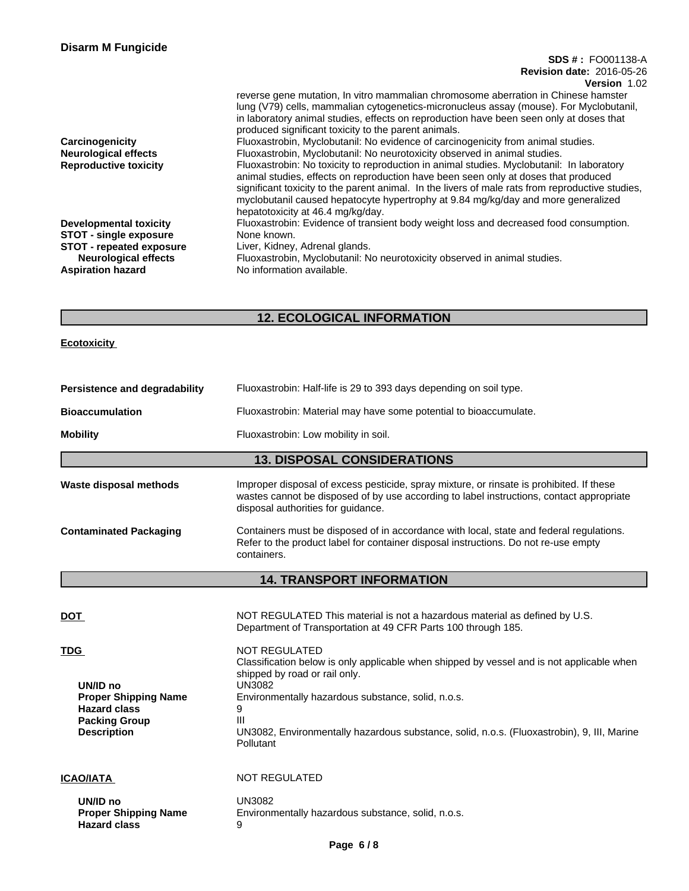| | |
|---|---|
| | reverse gene mutation, In vitro mammalian chromosome aberration in Chinese hamster lung (V79) cells, mammalian cytogenetics-micronucleus assay (mouse). For Myclobutanil, in laboratory animal studies, effects on reproduction have been seen only at doses that produced significant toxicity to the parent animals. |
| **Carcinogenicity** | Fluoxastrobin, Myclobutanil: No evidence of carcinogenicity from animal studies. |
| **Neurological effects** | Fluoxastrobin, Myclobutanil: No neurotoxicity observed in animal studies. |
| **Reproductive toxicity** | Fluoxastrobin: No toxicity to reproduction in animal studies. Myclobutanil: In laboratory animal studies, effects on reproduction have been seen only at doses that produced significant toxicity to the parent animal. In the livers of male rats from reproductive studies, myclobutanil caused hepatocyte hypertrophy at 9.84 mg/kg/day and more generalized hepatotoxicity at 46.4 mg/kg/day. |
| **Developmental toxicity** | Fluoxastrobin: Evidence of transient body weight loss and decreased food consumption. |
| **STOT - single exposure** | None known. |
| **STOT - repeated exposure** | Liver, Kidney, Adrenal glands. |
| **Neurological effects** | Fluoxastrobin, Myclobutanil: No neurotoxicity observed in animal studies. |
| **Aspiration hazard** | No information available. |

## 12. ECOLOGICAL INFORMATION

**Ecotoxicity**

| | |
|---|---|
| **Persistence and degradability** | Fluoxastrobin: Half-life is 29 to 393 days depending on soil type. |
| **Bioaccumulation** | Fluoxastrobin: Material may have some potential to bioaccumulate. |
| **Mobility** | Fluoxastrobin: Low mobility in soil. |

## 13. DISPOSAL CONSIDERATIONS

| | |
|---|---|
| **Waste disposal methods** | Improper disposal of excess pesticide, spray mixture, or rinsate is prohibited. If these wastes cannot be disposed of by use according to label instructions, contact appropriate disposal authorities for guidance. |
| **Contaminated Packaging** | Containers must be disposed of in accordance with local, state and federal regulations. Refer to the product label for container disposal instructions. Do not re-use empty containers. |

## 14. TRANSPORT INFORMATION

| | |
|---|---|
| **DOT** | NOT REGULATED This material is not a hazardous material as defined by U.S. Department of Transportation at 49 CFR Parts 100 through 185. |
| **TDG** | NOT REGULATED<br>Classification below is only applicable when shipped by vessel and is not applicable when shipped by road or rail only. |
| **UN/ID no** | UN3082 |
| **Proper Shipping Name** | Environmentally hazardous substance, solid, n.o.s. |
| **Hazard class** | 9 |
| **Packing Group** | III |
| **Description** | UN3082, Environmentally hazardous substance, solid, n.o.s. (Fluoxastrobin), 9, III, Marine Pollutant |
| **ICAO/IATA** | NOT REGULATED |
| **UN/ID no** | UN3082 |
| **Proper Shipping Name** | Environmentally hazardous substance, solid, n.o.s. |
| **Hazard class** | 9 |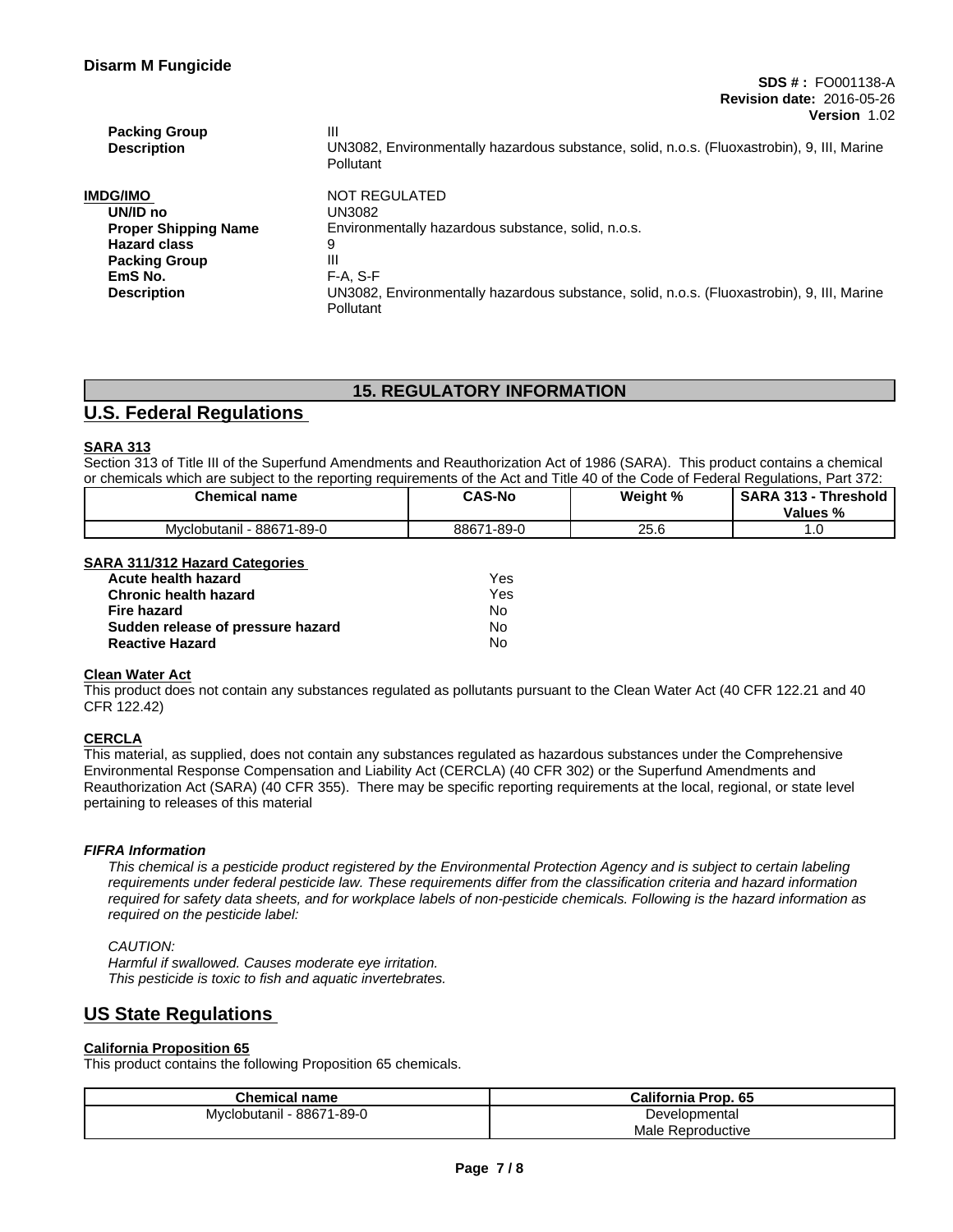| | |
|---|---|
| **Packing Group** | III |
| **Description** | UN3082, Environmentally hazardous substance, solid, n.o.s. (Fluoxastrobin), 9, III, Marine Pollutant |

| **IMDG/IMO** | NOT REGULATED |
|---|---|
| **UN/ID no** | UN3082 |
| **Proper Shipping Name** | Environmentally hazardous substance, solid, n.o.s. |
| **Hazard class** | 9 |
| **Packing Group** | III |
| **EmS No.** | F-A, S-F |
| **Description** | UN3082, Environmentally hazardous substance, solid, n.o.s. (Fluoxastrobin), 9, III, Marine Pollutant |

# 15. REGULATORY INFORMATION

## U.S. Federal Regulations

### SARA 313

Section 313 of Title III of the Superfund Amendments and Reauthorization Act of 1986 (SARA). This product contains a chemical or chemicals which are subject to the reporting requirements of the Act and Title 40 of the Code of Federal Regulations, Part 372:

| Chemical name | CAS-No | Weight % | SARA 313 - Threshold Values % |
|---|---|---|---|
| Myclobutanil - 88671-89-0 | 88671-89-0 | 25.6 | 1.0 |

### SARA 311/312 Hazard Categories

| | |
|---|---|
| **Acute health hazard** | Yes |
| **Chronic health hazard** | Yes |
| **Fire hazard** | No |
| **Sudden release of pressure hazard** | No |
| **Reactive Hazard** | No |

### Clean Water Act

This product does not contain any substances regulated as pollutants pursuant to the Clean Water Act (40 CFR 122.21 and 40 CFR 122.42)

### CERCLA

This material, as supplied, does not contain any substances regulated as hazardous substances under the Comprehensive Environmental Response Compensation and Liability Act (CERCLA) (40 CFR 302) or the Superfund Amendments and Reauthorization Act (SARA) (40 CFR 355). There may be specific reporting requirements at the local, regional, or state level pertaining to releases of this material

### *FIFRA Information*

*This chemical is a pesticide product registered by the Environmental Protection Agency and is subject to certain labeling requirements under federal pesticide law. These requirements differ from the classification criteria and hazard information required for safety data sheets, and for workplace labels of non-pesticide chemicals. Following is the hazard information as required on the pesticide label:*

*CAUTION:*
*Harmful if swallowed. Causes moderate eye irritation.*
*This pesticide is toxic to fish and aquatic invertebrates.*

## US State Regulations

### California Proposition 65

This product contains the following Proposition 65 chemicals.

| Chemical name | California Prop. 65 |
|---|---|
| Myclobutanil - 88671-89-0 | Developmental<br>Male Reproductive |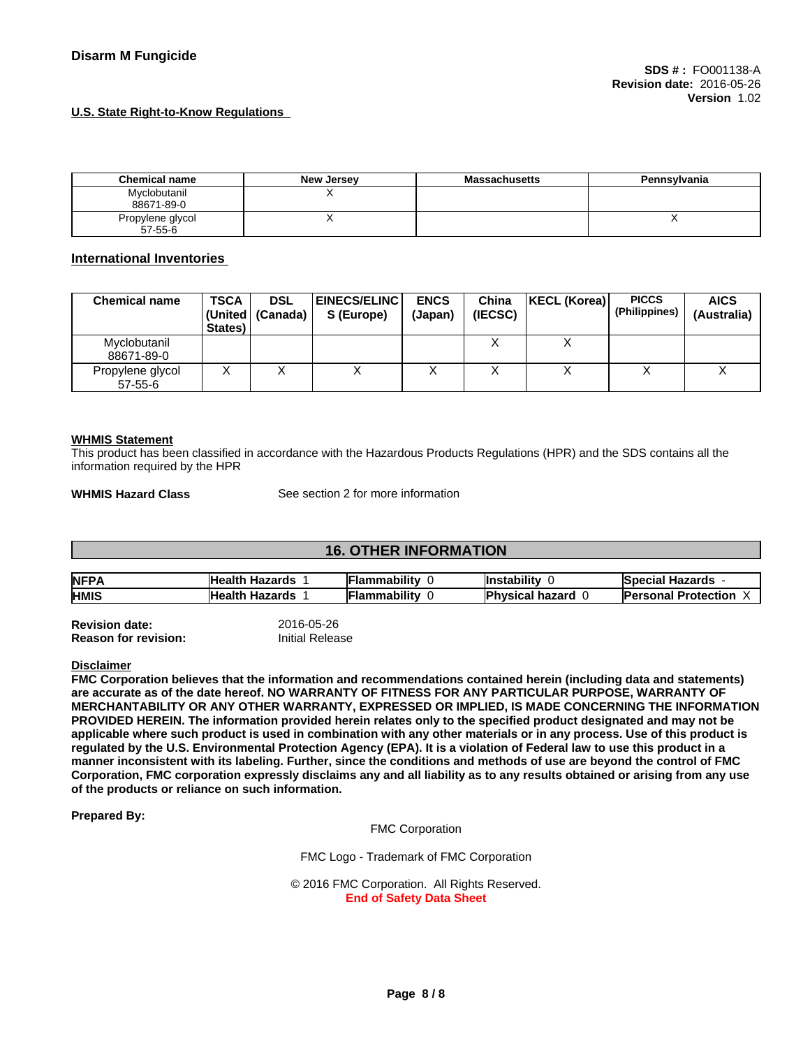## U.S. State Right-to-Know Regulations

| Chemical name | New Jersey | Massachusetts | Pennsylvania |
|---|---|---|---|
| Myclobutanil 88671-89-0 | X | | |
| Propylene glycol 57-55-6 | X | | X |

## International Inventories

| Chemical name | TSCA (United States) | DSL (Canada) | EINECS/ELINCS (Europe) | ENCS (Japan) | China (IECSC) | KECL (Korea) | PICCS (Philippines) | AICS (Australia) |
|---|---|---|---|---|---|---|---|---|
| Myclobutanil 88671-89-0 | | | | | X | X | | |
| Propylene glycol 57-55-6 | X | X | X | X | X | X | X | X |

**WHMIS Statement**

This product has been classified in accordance with the Hazardous Products Regulations (HPR) and the SDS contains all the information required by the HPR

**WHMIS Hazard Class** See section 2 for more information

## 16. OTHER INFORMATION

| | | | | |
|---|---|---|---|---|
| **NFPA** | **Health Hazards** 1 | **Flammability** 0 | **Instability** 0 | **Special Hazards** - |
| **HMIS** | **Health Hazards** 1 | **Flammability** 0 | **Physical hazard** 0 | **Personal Protection** X |

**Revision date:** 2016-05-26
**Reason for revision:** Initial Release

**Disclaimer**

**FMC Corporation believes that the information and recommendations contained herein (including data and statements) are accurate as of the date hereof. NO WARRANTY OF FITNESS FOR ANY PARTICULAR PURPOSE, WARRANTY OF MERCHANTABILITY OR ANY OTHER WARRANTY, EXPRESSED OR IMPLIED, IS MADE CONCERNING THE INFORMATION PROVIDED HEREIN. The information provided herein relates only to the specified product designated and may not be applicable where such product is used in combination with any other materials or in any process. Use of this product is regulated by the U.S. Environmental Protection Agency (EPA). It is a violation of Federal law to use this product in a manner inconsistent with its labeling. Further, since the conditions and methods of use are beyond the control of FMC Corporation, FMC corporation expressly disclaims any and all liability as to any results obtained or arising from any use of the products or reliance on such information.**

**Prepared By:**

FMC Corporation

FMC Logo - Trademark of FMC Corporation

© 2016 FMC Corporation. All Rights Reserved.

**End of Safety Data Sheet**